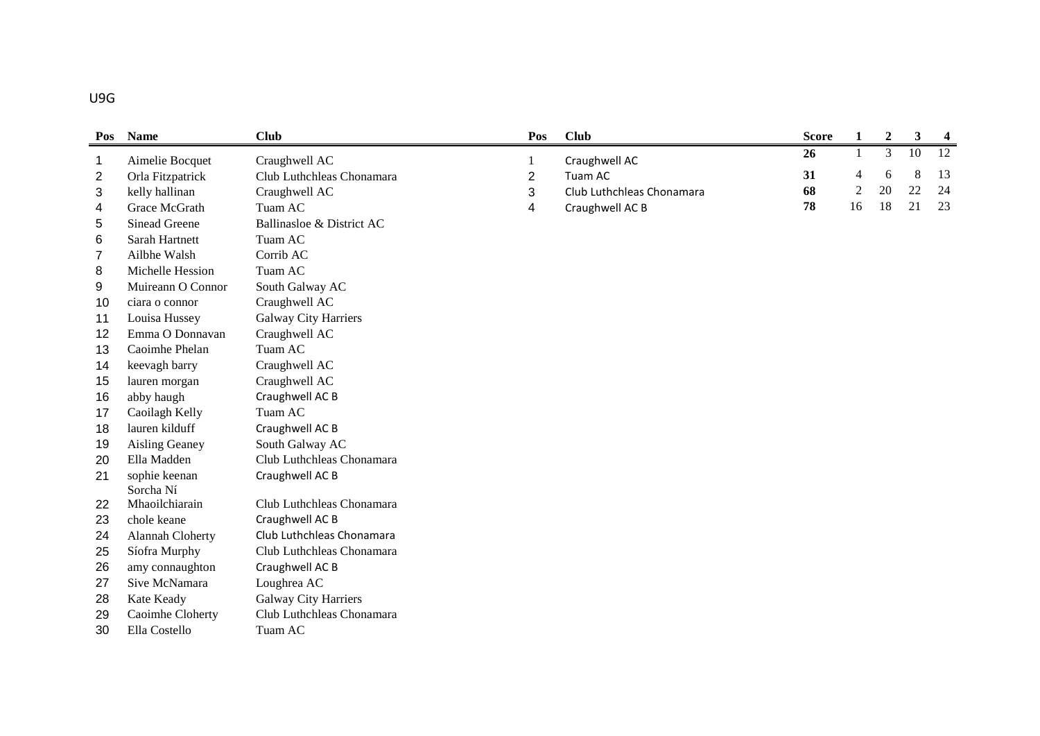U9G

| Pos | Name | Club |
|---|---|---|
| 1 | Aimelie Bocquet | Craughwell AC |
| 2 | Orla Fitzpatrick | Club Luthchleas Chonamara |
| 3 | kelly hallinan | Craughwell AC |
| 4 | Grace McGrath | Tuam AC |
| 5 | Sinead Greene | Ballinasloe & District AC |
| 6 | Sarah Hartnett | Tuam AC |
| 7 | Ailbhe Walsh | Corrib AC |
| 8 | Michelle Hession | Tuam AC |
| 9 | Muireann O Connor | South Galway AC |
| 10 | ciara o connor | Craughwell AC |
| 11 | Louisa Hussey | Galway City Harriers |
| 12 | Emma O Donnavan | Craughwell AC |
| 13 | Caoimhe Phelan | Tuam AC |
| 14 | keevagh barry | Craughwell AC |
| 15 | lauren morgan | Craughwell AC |
| 16 | abby haugh | Craughwell AC B |
| 17 | Caoilagh Kelly | Tuam AC |
| 18 | lauren kilduff | Craughwell AC B |
| 19 | Aisling Geaney | South Galway AC |
| 20 | Ella Madden | Club Luthchleas Chonamara |
| 21 | sophie keenan | Craughwell AC B |
| 22 | Sorcha Ní Mhaoilchiarain | Club Luthchleas Chonamara |
| 23 | chole keane | Craughwell AC B |
| 24 | Alannah Cloherty | Club Luthchleas Chonamara |
| 25 | Síofra Murphy | Club Luthchleas Chonamara |
| 26 | amy connaughton | Craughwell AC B |
| 27 | Sive McNamara | Loughrea AC |
| 28 | Kate Keady | Galway City Harriers |
| 29 | Caoimhe Cloherty | Club Luthchleas Chonamara |
| 30 | Ella Costello | Tuam AC |

| Pos | Club | Score | 1 | 2 | 3 | 4 |
|---|---|---|---|---|---|---|
| 1 | Craughwell AC | **26** | 1 | 3 | 10 | 12 |
| 2 | Tuam AC | **31** | 4 | 6 | 8 | 13 |
| 3 | Club Luthchleas Chonamara | **68** | 2 | 20 | 22 | 24 |
| 4 | Craughwell AC B | **78** | 16 | 18 | 21 | 23 |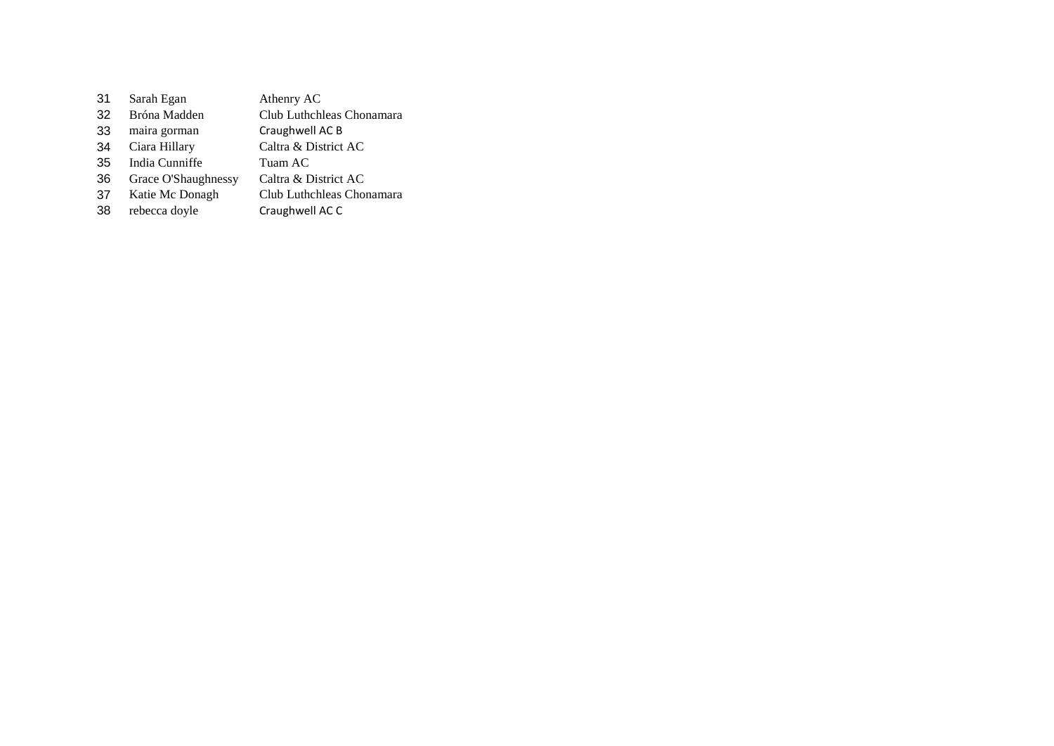| | | |
|---|---|---|
| 31 | Sarah Egan | Athenry AC |
| 32 | Bróna Madden | Club Luthchleas Chonamara |
| 33 | maira gorman | Craughwell AC B |
| 34 | Ciara Hillary | Caltra & District AC |
| 35 | India Cunniffe | Tuam AC |
| 36 | Grace O'Shaughnessy | Caltra & District AC |
| 37 | Katie Mc Donagh | Club Luthchleas Chonamara |
| 38 | rebecca doyle | Craughwell AC C |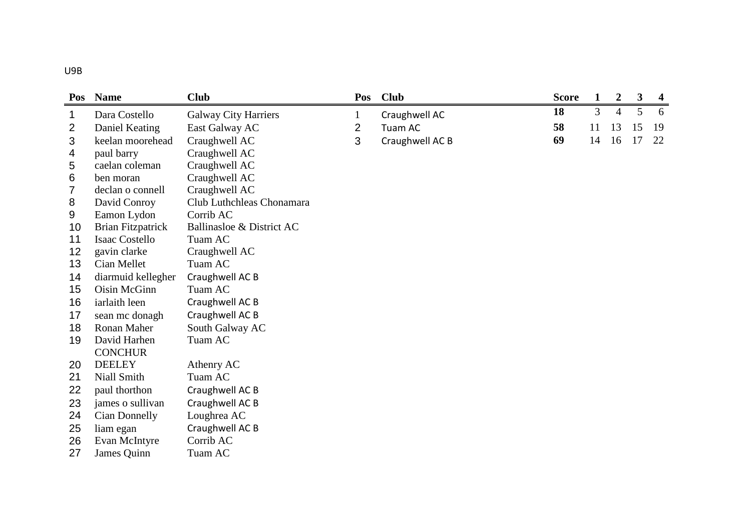U9B

| Pos | Name | Club |
|---|---|---|
| 1 | Dara Costello | Galway City Harriers |
| 2 | Daniel Keating | East Galway AC |
| 3 | keelan moorehead | Craughwell AC |
| 4 | paul barry | Craughwell AC |
| 5 | caelan coleman | Craughwell AC |
| 6 | ben moran | Craughwell AC |
| 7 | declan o connell | Craughwell AC |
| 8 | David Conroy | Club Luthchleas Chonamara |
| 9 | Eamon Lydon | Corrib AC |
| 10 | Brian Fitzpatrick | Ballinasloe & District AC |
| 11 | Isaac Costello | Tuam AC |
| 12 | gavin clarke | Craughwell AC |
| 13 | Cian Mellet | Tuam AC |
| 14 | diarmuid kellegher | Craughwell AC B |
| 15 | Oisin McGinn | Tuam AC |
| 16 | iarlaith leen | Craughwell AC B |
| 17 | sean mc donagh | Craughwell AC B |
| 18 | Ronan Maher | South Galway AC |
| 19 | David Harhen | Tuam AC |
| 20 | CONCHUR DEELEY | Athenry AC |
| 21 | Niall Smith | Tuam AC |
| 22 | paul thorthon | Craughwell AC B |
| 23 | james o sullivan | Craughwell AC B |
| 24 | Cian Donnelly | Loughrea AC |
| 25 | liam egan | Craughwell AC B |
| 26 | Evan McIntyre | Corrib AC |
| 27 | James Quinn | Tuam AC |

| Pos | Club | Score | 1 | 2 | 3 | 4 |
|---|---|---|---|---|---|---|
| 1 | Craughwell AC | **18** | 3 | 4 | 5 | 6 |
| 2 | Tuam AC | **58** | 11 | 13 | 15 | 19 |
| 3 | Craughwell AC B | **69** | 14 | 16 | 17 | 22 |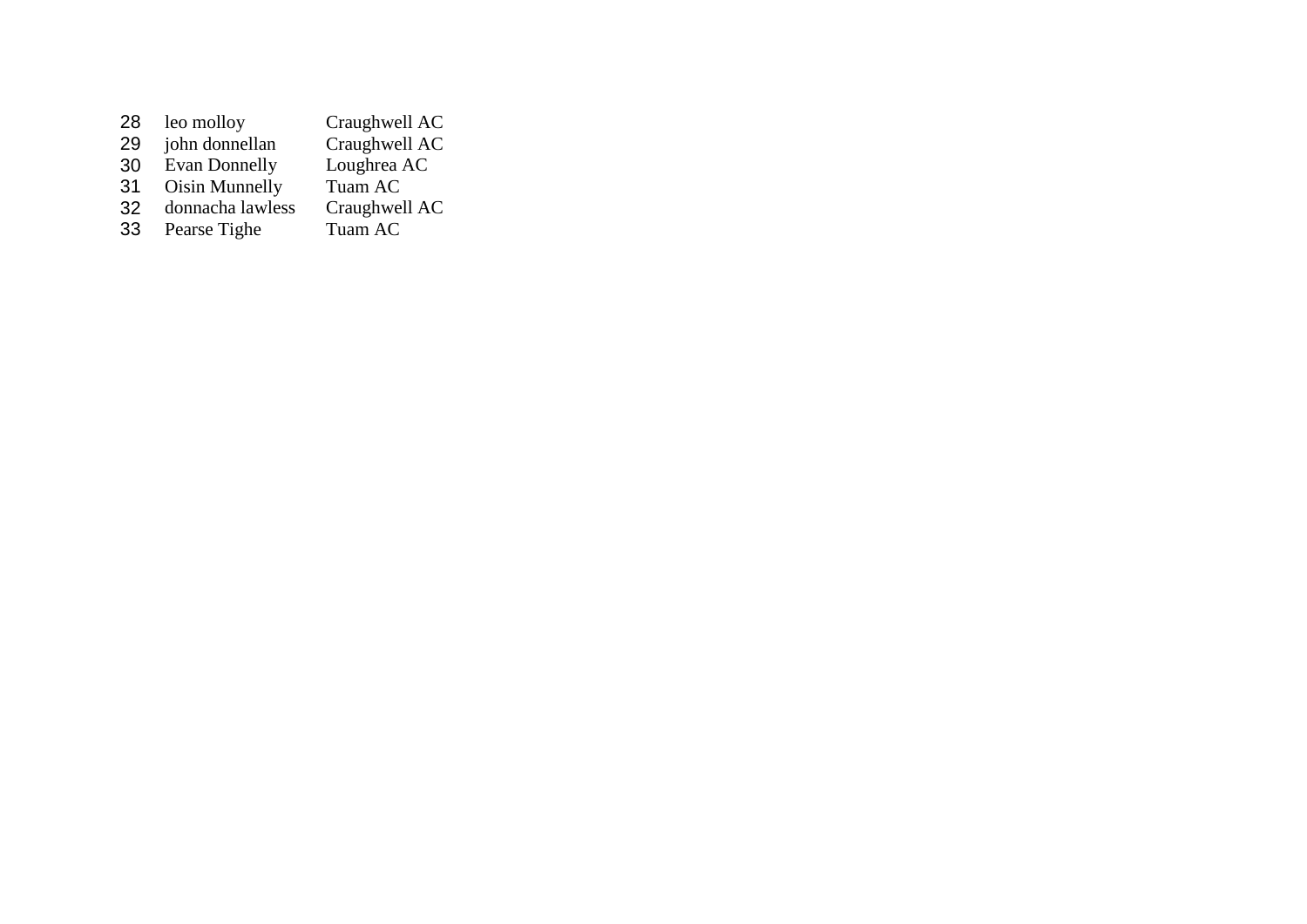| | | |
|---|---|---|
| 28 | leo molloy | Craughwell AC |
| 29 | john donnellan | Craughwell AC |
| 30 | Evan Donnelly | Loughrea AC |
| 31 | Oisin Munnelly | Tuam AC |
| 32 | donnacha lawless | Craughwell AC |
| 33 | Pearse Tighe | Tuam AC |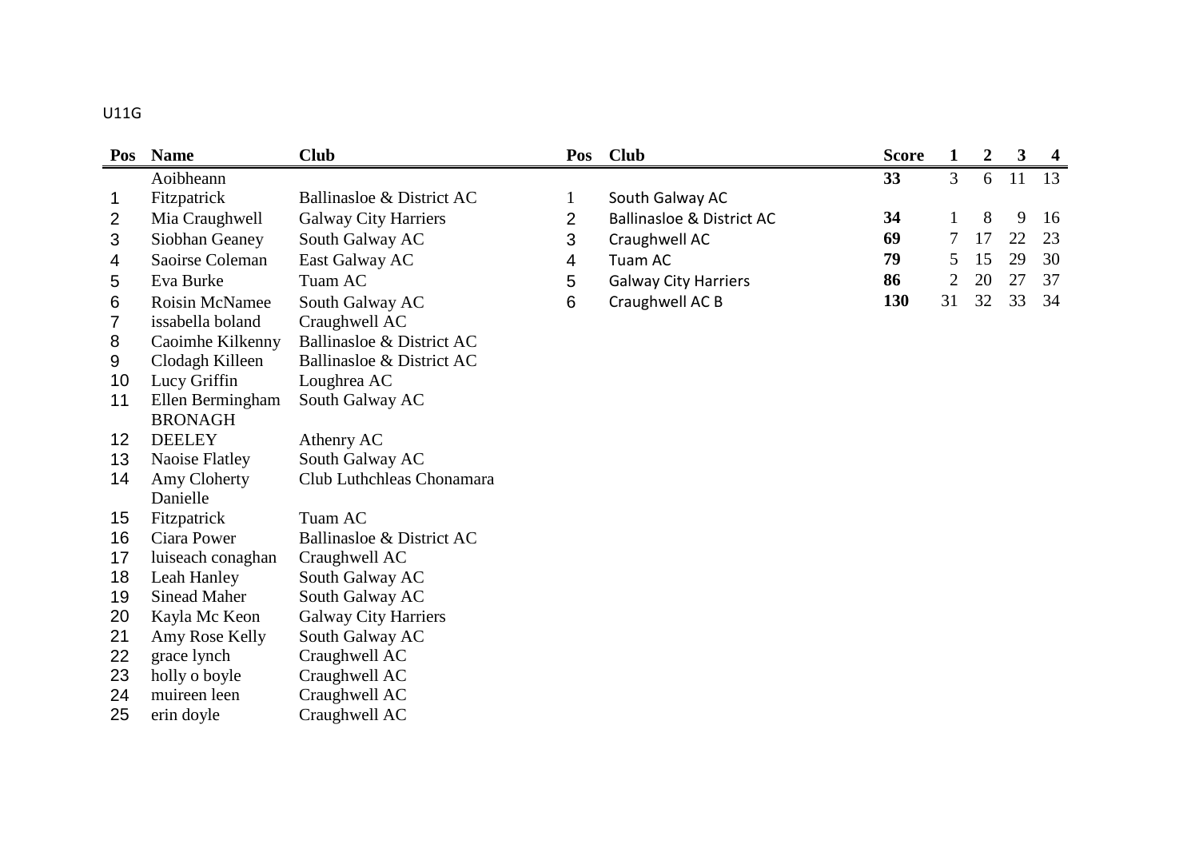U11G

| Pos | Name | Club |
|---|---|---|
| 1 | Aoibheann Fitzpatrick | Ballinasloe & District AC |
| 2 | Mia Craughwell | Galway City Harriers |
| 3 | Siobhan Geaney | South Galway AC |
| 4 | Saoirse Coleman | East Galway AC |
| 5 | Eva Burke | Tuam AC |
| 6 | Roisin McNamee | South Galway AC |
| 7 | issabella boland | Craughwell AC |
| 8 | Caoimhe Kilkenny | Ballinasloe & District AC |
| 9 | Clodagh Killeen | Ballinasloe & District AC |
| 10 | Lucy Griffin | Loughrea AC |
| 11 | Ellen Bermingham | South Galway AC |
| 12 | BRONAGH DEELEY | Athenry AC |
| 13 | Naoise Flatley | South Galway AC |
| 14 | Amy Cloherty | Club Luthchleas Chonamara |
| 15 | Danielle Fitzpatrick | Tuam AC |
| 16 | Ciara Power | Ballinasloe & District AC |
| 17 | luiseach conaghan | Craughwell AC |
| 18 | Leah Hanley | South Galway AC |
| 19 | Sinead Maher | South Galway AC |
| 20 | Kayla Mc Keon | Galway City Harriers |
| 21 | Amy Rose Kelly | South Galway AC |
| 22 | grace lynch | Craughwell AC |
| 23 | holly o boyle | Craughwell AC |
| 24 | muireen leen | Craughwell AC |
| 25 | erin doyle | Craughwell AC |

| Pos | Club | Score | 1 | 2 | 3 | 4 |
|---|---|---|---|---|---|---|
| 1 | South Galway AC | **33** | 3 | 6 | 11 | 13 |
| 2 | Ballinasloe & District AC | **34** | 1 | 8 | 9 | 16 |
| 3 | Craughwell AC | **69** | 7 | 17 | 22 | 23 |
| 4 | Tuam AC | **79** | 5 | 15 | 29 | 30 |
| 5 | Galway City Harriers | **86** | 2 | 20 | 27 | 37 |
| 6 | Craughwell AC B | **130** | 31 | 32 | 33 | 34 |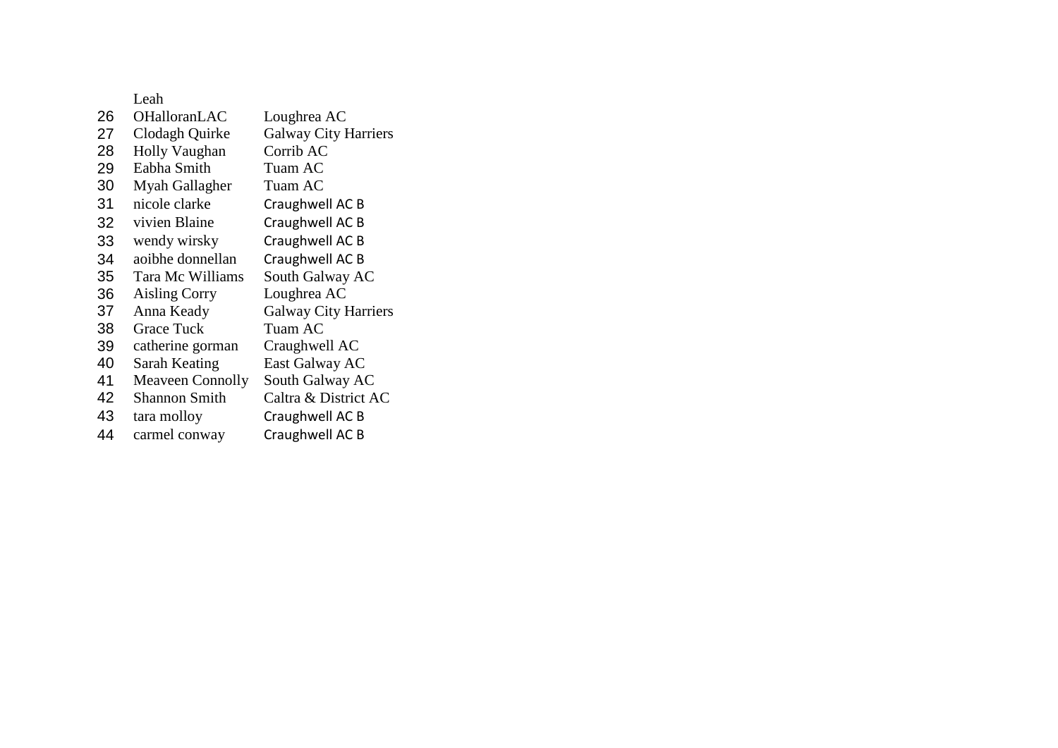| | | |
|---|---|---|
| | Leah | |
| 26 | OHalloranLAC | Loughrea AC |
| 27 | Clodagh Quirke | Galway City Harriers |
| 28 | Holly Vaughan | Corrib AC |
| 29 | Eabha Smith | Tuam AC |
| 30 | Myah Gallagher | Tuam AC |
| 31 | nicole clarke | Craughwell AC B |
| 32 | vivien Blaine | Craughwell AC B |
| 33 | wendy wirsky | Craughwell AC B |
| 34 | aoibhe donnellan | Craughwell AC B |
| 35 | Tara Mc Williams | South Galway AC |
| 36 | Aisling Corry | Loughrea AC |
| 37 | Anna Keady | Galway City Harriers |
| 38 | Grace Tuck | Tuam AC |
| 39 | catherine gorman | Craughwell AC |
| 40 | Sarah Keating | East Galway AC |
| 41 | Meaveen Connolly | South Galway AC |
| 42 | Shannon Smith | Caltra & District AC |
| 43 | tara molloy | Craughwell AC B |
| 44 | carmel conway | Craughwell AC B |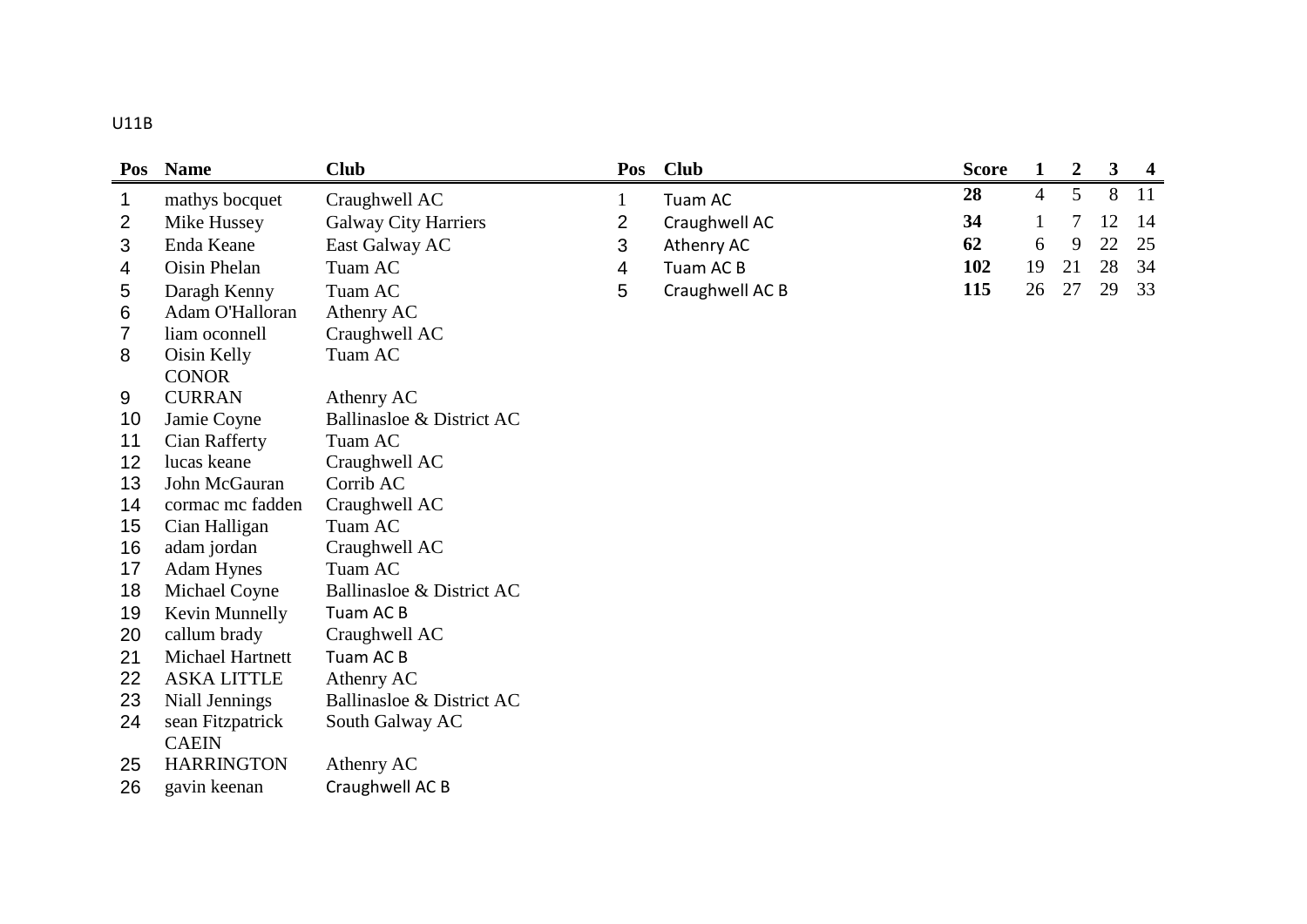U11B

| Pos | Name | Club |
|---|---|---|
| 1 | mathys bocquet | Craughwell AC |
| 2 | Mike Hussey | Galway City Harriers |
| 3 | Enda Keane | East Galway AC |
| 4 | Oisin Phelan | Tuam AC |
| 5 | Daragh Kenny | Tuam AC |
| 6 | Adam O'Halloran | Athenry AC |
| 7 | liam oconnell | Craughwell AC |
| 8 | Oisin Kelly | Tuam AC |
| 9 | CONOR CURRAN | Athenry AC |
| 10 | Jamie Coyne | Ballinasloe & District AC |
| 11 | Cian Rafferty | Tuam AC |
| 12 | lucas keane | Craughwell AC |
| 13 | John McGauran | Corrib AC |
| 14 | cormac mc fadden | Craughwell AC |
| 15 | Cian Halligan | Tuam AC |
| 16 | adam jordan | Craughwell AC |
| 17 | Adam Hynes | Tuam AC |
| 18 | Michael Coyne | Ballinasloe & District AC |
| 19 | Kevin Munnelly | Tuam AC B |
| 20 | callum brady | Craughwell AC |
| 21 | Michael Hartnett | Tuam AC B |
| 22 | ASKA LITTLE | Athenry AC |
| 23 | Niall Jennings | Ballinasloe & District AC |
| 24 | sean Fitzpatrick | South Galway AC |
| 25 | CAEIN HARRINGTON | Athenry AC |
| 26 | gavin keenan | Craughwell AC B |

| Pos | Club | Score | 1 | 2 | 3 | 4 |
|---|---|---|---|---|---|---|
| 1 | Tuam AC | **28** | 4 | 5 | 8 | 11 |
| 2 | Craughwell AC | **34** | 1 | 7 | 12 | 14 |
| 3 | Athenry AC | **62** | 6 | 9 | 22 | 25 |
| 4 | Tuam AC B | **102** | 19 | 21 | 28 | 34 |
| 5 | Craughwell AC B | **115** | 26 | 27 | 29 | 33 |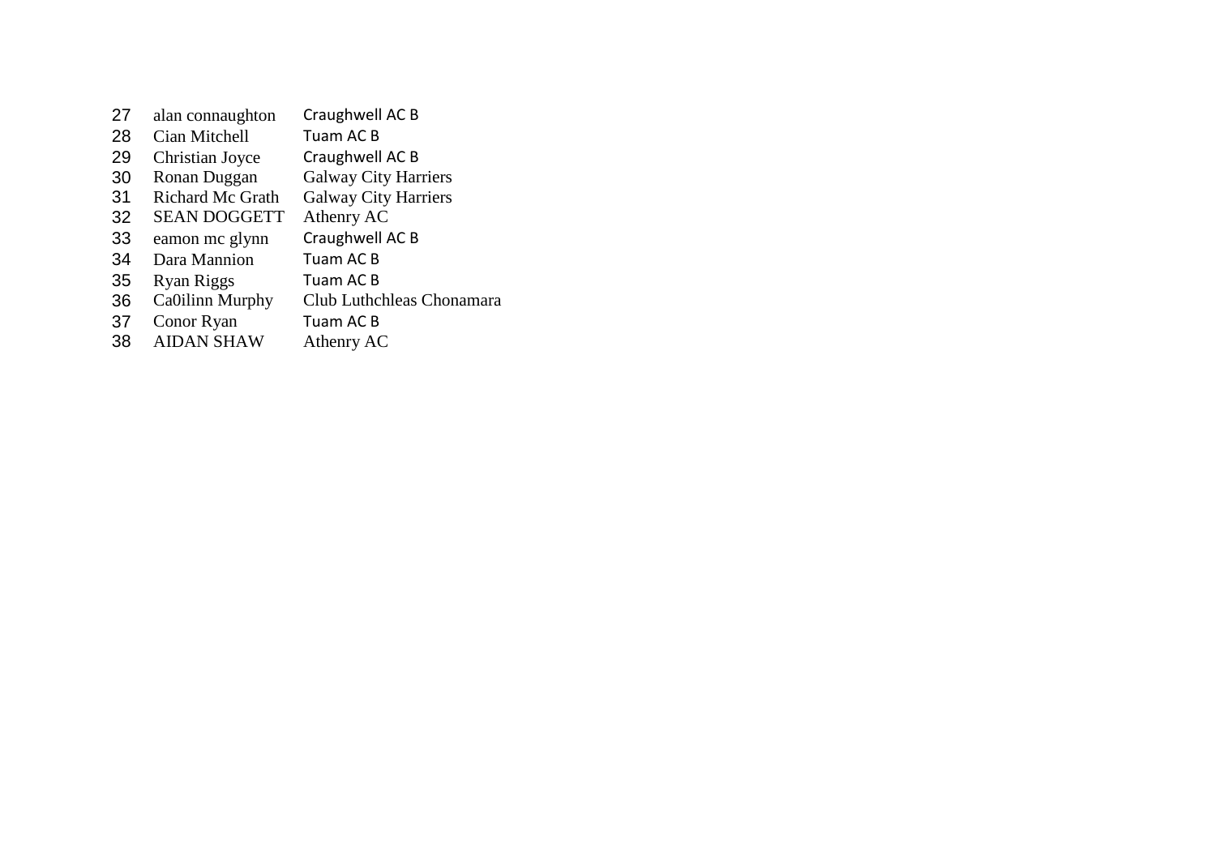| | | |
|---|---|---|
| 27 | alan connaughton | Craughwell AC B |
| 28 | Cian Mitchell | Tuam AC B |
| 29 | Christian Joyce | Craughwell AC B |
| 30 | Ronan Duggan | Galway City Harriers |
| 31 | Richard Mc Grath | Galway City Harriers |
| 32 | SEAN DOGGETT | Athenry AC |
| 33 | eamon mc glynn | Craughwell AC B |
| 34 | Dara Mannion | Tuam AC B |
| 35 | Ryan Riggs | Tuam AC B |
| 36 | Ca0ilinn Murphy | Club Luthchleas Chonamara |
| 37 | Conor Ryan | Tuam AC B |
| 38 | AIDAN SHAW | Athenry AC |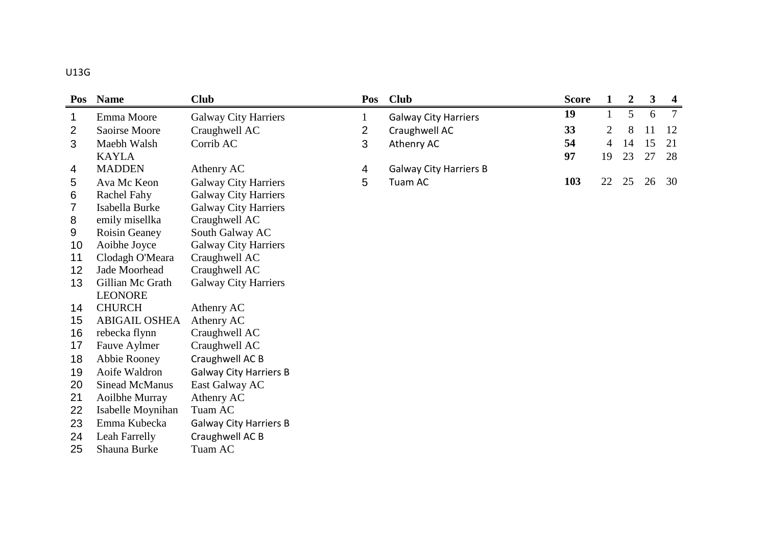U13G

| Pos | Name | Club |
|---|---|---|
| 1 | Emma Moore | Galway City Harriers |
| 2 | Saoirse Moore | Craughwell AC |
| 3 | Maebh Walsh | Corrib AC |
| 4 | KAYLA MADDEN | Athenry AC |
| 5 | Ava Mc Keon | Galway City Harriers |
| 6 | Rachel Fahy | Galway City Harriers |
| 7 | Isabella Burke | Galway City Harriers |
| 8 | emily misellka | Craughwell AC |
| 9 | Roisin Geaney | South Galway AC |
| 10 | Aoibhe Joyce | Galway City Harriers |
| 11 | Clodagh O'Meara | Craughwell AC |
| 12 | Jade Moorhead | Craughwell AC |
| 13 | Gillian Mc Grath | Galway City Harriers |
| 14 | LEONORE CHURCH | Athenry AC |
| 15 | ABIGAIL OSHEA | Athenry AC |
| 16 | rebecka flynn | Craughwell AC |
| 17 | Fauve Aylmer | Craughwell AC |
| 18 | Abbie Rooney | Craughwell AC B |
| 19 | Aoife Waldron | Galway City Harriers B |
| 20 | Sinead McManus | East Galway AC |
| 21 | Aoilbhe Murray | Athenry AC |
| 22 | Isabelle Moynihan | Tuam AC |
| 23 | Emma Kubecka | Galway City Harriers B |
| 24 | Leah Farrelly | Craughwell AC B |
| 25 | Shauna Burke | Tuam AC |

| Pos | Club | Score | 1 | 2 | 3 | 4 |
|---|---|---|---|---|---|---|
| 1 | Galway City Harriers | **19** | 1 | 5 | 6 | 7 |
| 2 | Craughwell AC | **33** | 2 | 8 | 11 | 12 |
| 3 | Athenry AC | **54** | 4 | 14 | 15 | 21 |
| 4 | Galway City Harriers B | **97** | 19 | 23 | 27 | 28 |
| 5 | Tuam AC | **103** | 22 | 25 | 26 | 30 |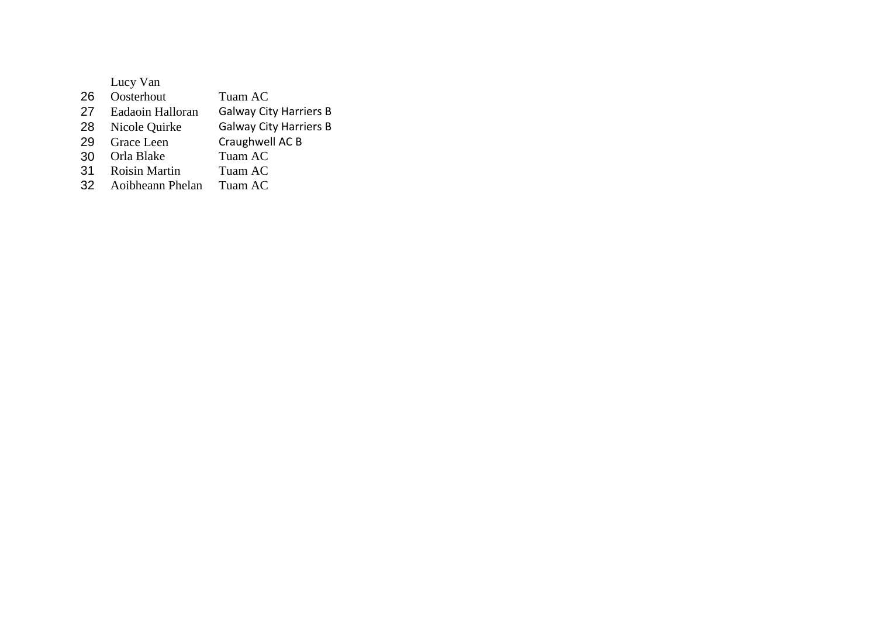| | | |
|---|---|---|
| 26 | Lucy Van Oosterhout | Tuam AC |
| 27 | Eadaoin Halloran | Galway City Harriers B |
| 28 | Nicole Quirke | Galway City Harriers B |
| 29 | Grace Leen | Craughwell AC B |
| 30 | Orla Blake | Tuam AC |
| 31 | Roisin Martin | Tuam AC |
| 32 | Aoibheann Phelan | Tuam AC |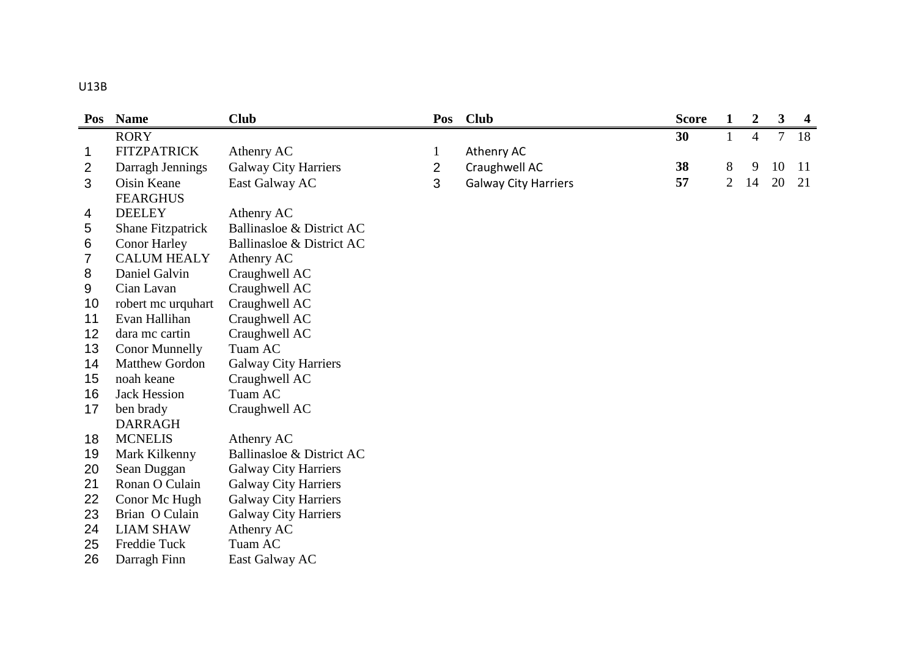U13B

| Pos | Name | Club |
|---|---|---|
| 1 | RORY FITZPATRICK | Athenry AC |
| 2 | Darragh Jennings | Galway City Harriers |
| 3 | Oisin Keane | East Galway AC |
| 4 | FEARGHUS DEELEY | Athenry AC |
| 5 | Shane Fitzpatrick | Ballinasloe & District AC |
| 6 | Conor Harley | Ballinasloe & District AC |
| 7 | CALUM HEALY | Athenry AC |
| 8 | Daniel Galvin | Craughwell AC |
| 9 | Cian Lavan | Craughwell AC |
| 10 | robert mc urquhart | Craughwell AC |
| 11 | Evan Hallihan | Craughwell AC |
| 12 | dara mc cartin | Craughwell AC |
| 13 | Conor Munnelly | Tuam AC |
| 14 | Matthew Gordon | Galway City Harriers |
| 15 | noah keane | Craughwell AC |
| 16 | Jack Hession | Tuam AC |
| 17 | ben brady | Craughwell AC |
| 18 | DARRAGH MCNELIS | Athenry AC |
| 19 | Mark Kilkenny | Ballinasloe & District AC |
| 20 | Sean Duggan | Galway City Harriers |
| 21 | Ronan O Culain | Galway City Harriers |
| 22 | Conor Mc Hugh | Galway City Harriers |
| 23 | Brian O Culain | Galway City Harriers |
| 24 | LIAM SHAW | Athenry AC |
| 25 | Freddie Tuck | Tuam AC |
| 26 | Darragh Finn | East Galway AC |

| Pos | Club | Score | 1 | 2 | 3 | 4 |
|---|---|---|---|---|---|---|
| 1 | Athenry AC | **30** | 1 | 4 | 7 | 18 |
| 2 | Craughwell AC | **38** | 8 | 9 | 10 | 11 |
| 3 | Galway City Harriers | **57** | 2 | 14 | 20 | 21 |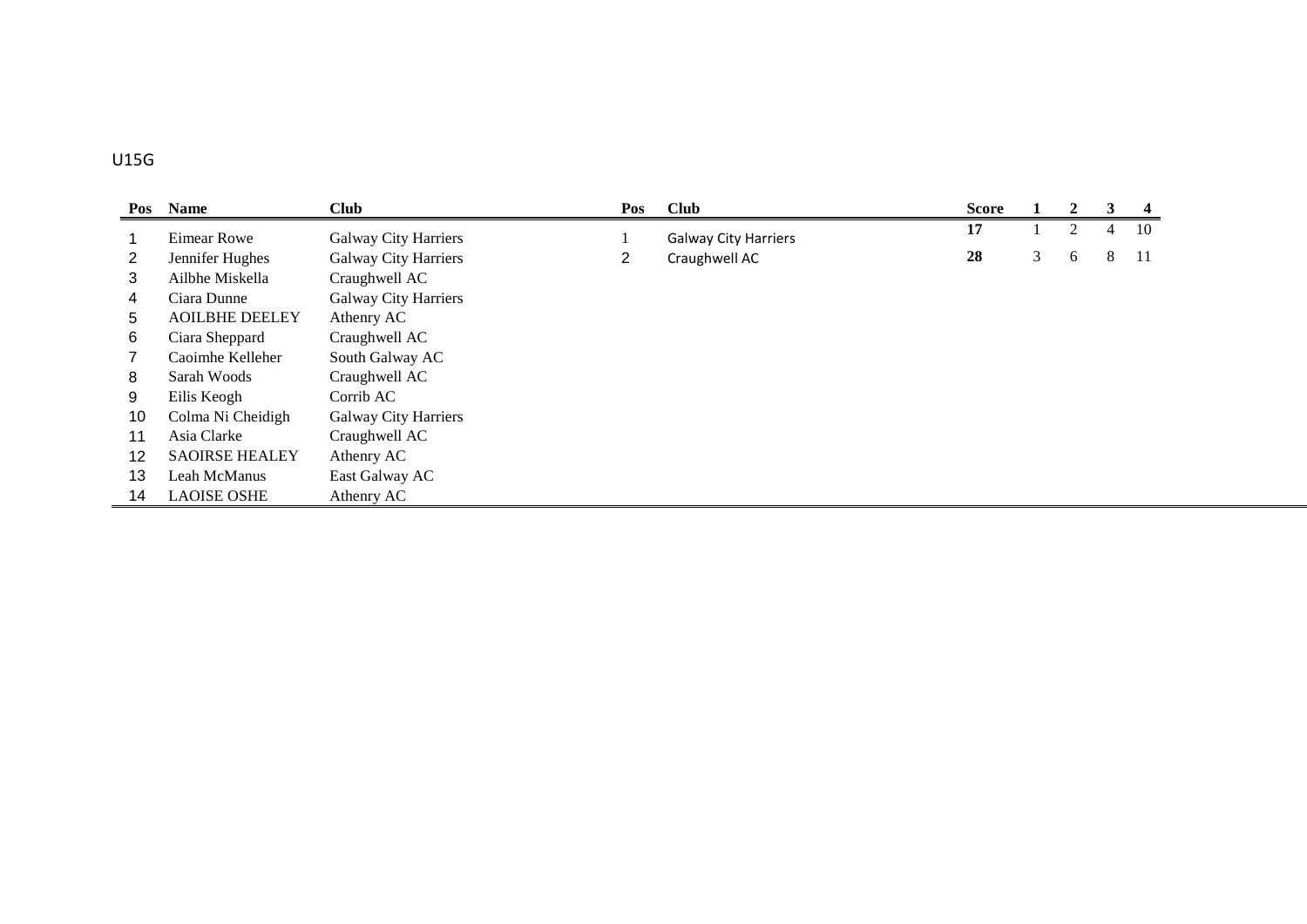U15G

| Pos | Name | Club |
|---|---|---|
| 1 | Eimear Rowe | Galway City Harriers |
| 2 | Jennifer Hughes | Galway City Harriers |
| 3 | Ailbhe Miskella | Craughwell AC |
| 4 | Ciara Dunne | Galway City Harriers |
| 5 | AOILBHE DEELEY | Athenry AC |
| 6 | Ciara Sheppard | Craughwell AC |
| 7 | Caoimhe Kelleher | South Galway AC |
| 8 | Sarah Woods | Craughwell AC |
| 9 | Eilis Keogh | Corrib AC |
| 10 | Colma Ni Cheidigh | Galway City Harriers |
| 11 | Asia Clarke | Craughwell AC |
| 12 | SAOIRSE HEALEY | Athenry AC |
| 13 | Leah McManus | East Galway AC |
| 14 | LAOISE OSHE | Athenry AC |

| Pos | Club | Score | 1 | 2 | 3 | 4 |
|---|---|---|---|---|---|---|
| 1 | Galway City Harriers | **17** | 1 | 2 | 4 | 10 |
| 2 | Craughwell AC | **28** | 3 | 6 | 8 | 11 |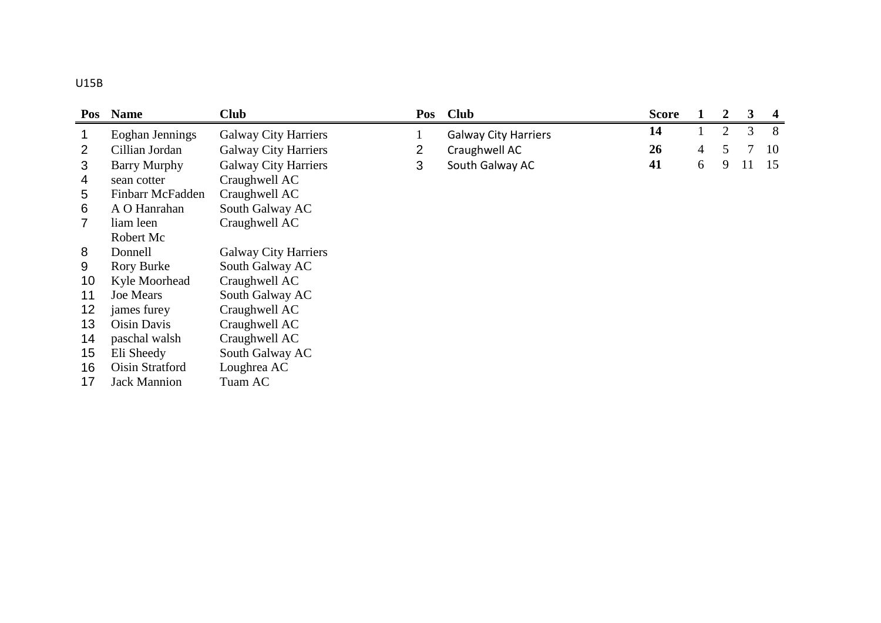U15B

| Pos | Name | Club |
|---|---|---|
| 1 | Eoghan Jennings | Galway City Harriers |
| 2 | Cillian Jordan | Galway City Harriers |
| 3 | Barry Murphy | Galway City Harriers |
| 4 | sean cotter | Craughwell AC |
| 5 | Finbarr McFadden | Craughwell AC |
| 6 | A O Hanrahan | South Galway AC |
| 7 | liam leen | Craughwell AC |
| 8 | Robert Mc Donnell | Galway City Harriers |
| 9 | Rory Burke | South Galway AC |
| 10 | Kyle Moorhead | Craughwell AC |
| 11 | Joe Mears | South Galway AC |
| 12 | james furey | Craughwell AC |
| 13 | Oisin Davis | Craughwell AC |
| 14 | paschal walsh | Craughwell AC |
| 15 | Eli Sheedy | South Galway AC |
| 16 | Oisin Stratford | Loughrea AC |
| 17 | Jack Mannion | Tuam AC |

| Pos | Club | Score | 1 | 2 | 3 | 4 |
|---|---|---|---|---|---|---|
| 1 | Galway City Harriers | **14** | 1 | 2 | 3 | 8 |
| 2 | Craughwell AC | **26** | 4 | 5 | 7 | 10 |
| 3 | South Galway AC | **41** | 6 | 9 | 11 | 15 |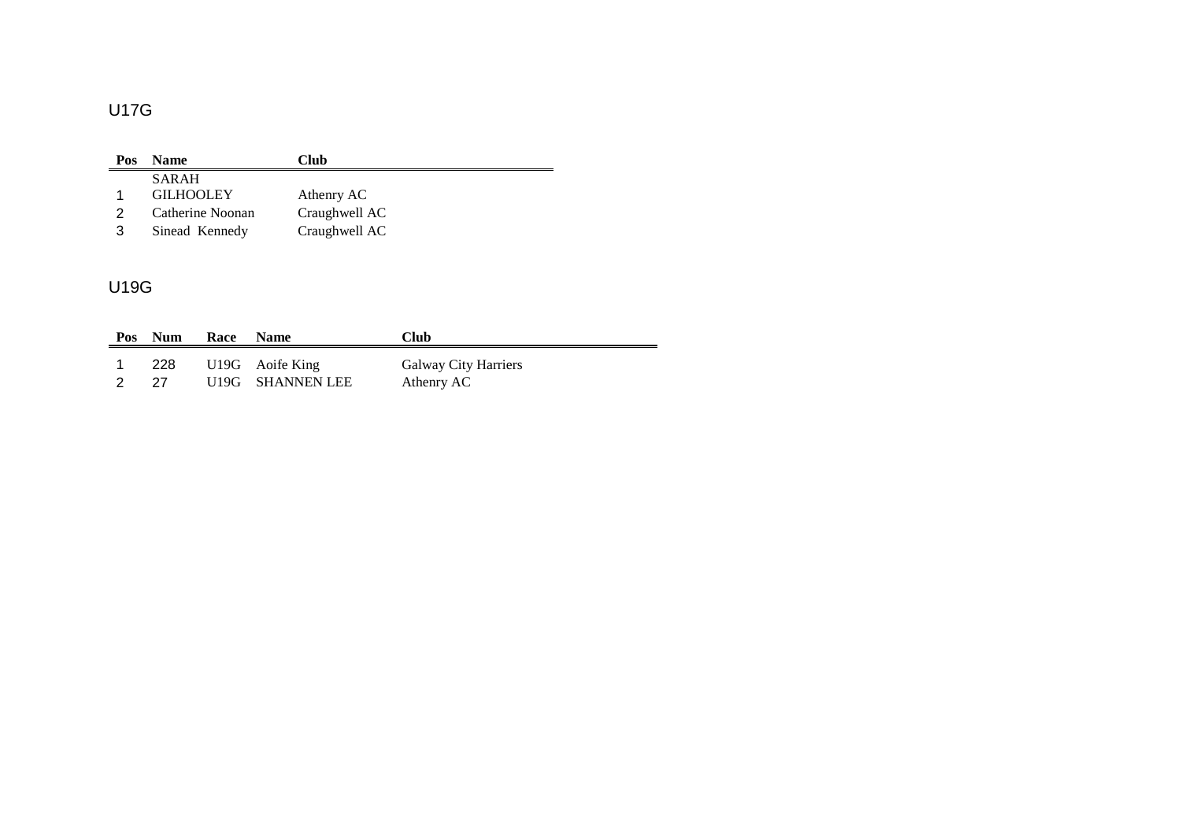## U17G

| Pos | Name | Club |
|---|---|---|
| 1 | SARAH GILHOOLEY | Athenry AC |
| 2 | Catherine Noonan | Craughwell AC |
| 3 | Sinead Kennedy | Craughwell AC |

## U19G

| Pos | Num | Race | Name | Club |
|---|---|---|---|---|
| 1 | 228 | U19G | Aoife King | Galway City Harriers |
| 2 | 27 | U19G | SHANNEN LEE | Athenry AC |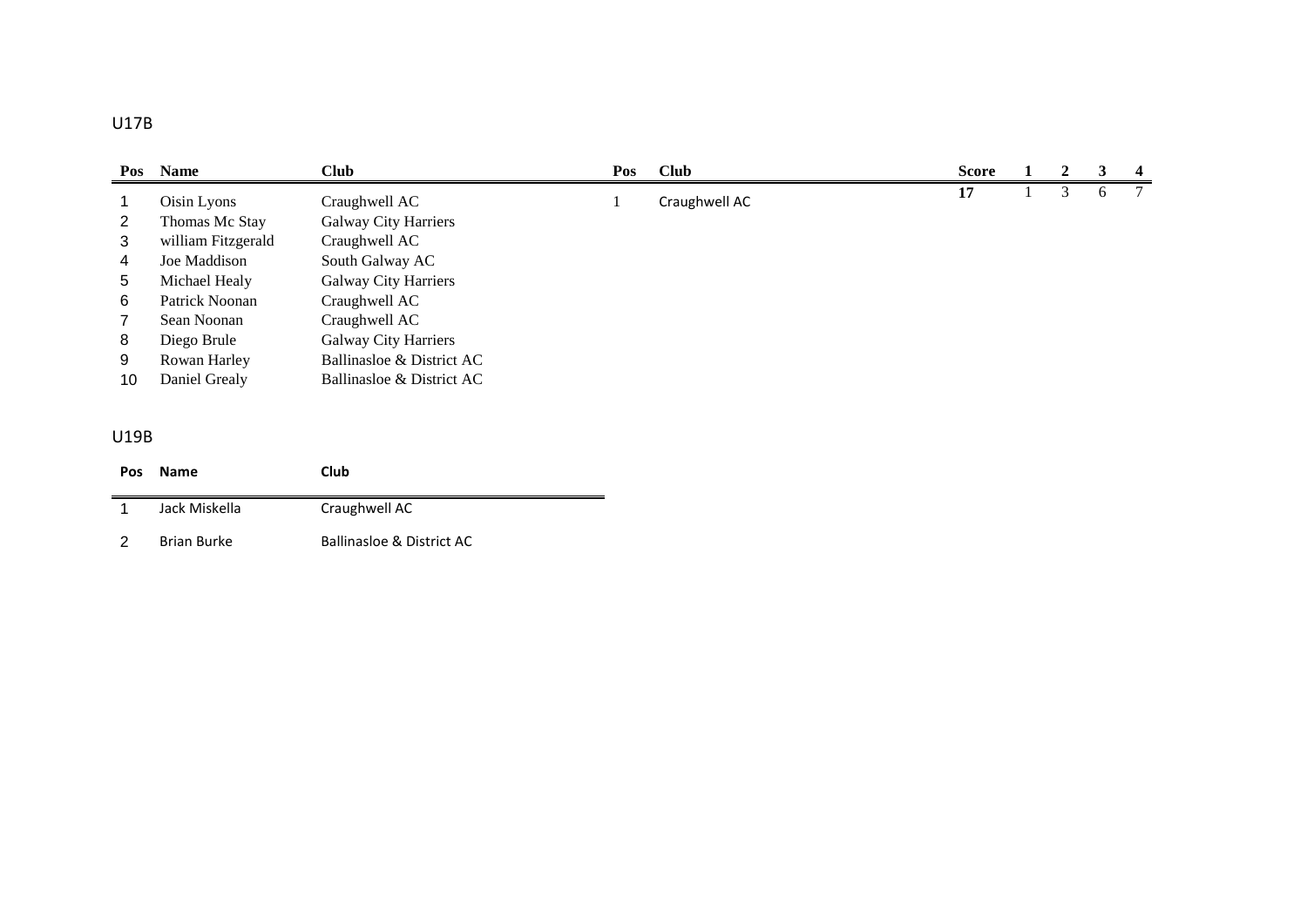U17B

| Pos | Name | Club |
|---|---|---|
| 1 | Oisin Lyons | Craughwell AC |
| 2 | Thomas Mc Stay | Galway City Harriers |
| 3 | william Fitzgerald | Craughwell AC |
| 4 | Joe Maddison | South Galway AC |
| 5 | Michael Healy | Galway City Harriers |
| 6 | Patrick Noonan | Craughwell AC |
| 7 | Sean Noonan | Craughwell AC |
| 8 | Diego Brule | Galway City Harriers |
| 9 | Rowan Harley | Ballinasloe & District AC |
| 10 | Daniel Grealy | Ballinasloe & District AC |

| Pos | Club | Score | 1 | 2 | 3 | 4 |
|---|---|---|---|---|---|---|
| 1 | Craughwell AC | **17** | 1 | 3 | 6 | 7 |

U19B

| Pos | Name | Club |
|---|---|---|
| 1 | Jack Miskella | Craughwell AC |
| 2 | Brian Burke | Ballinasloe & District AC |